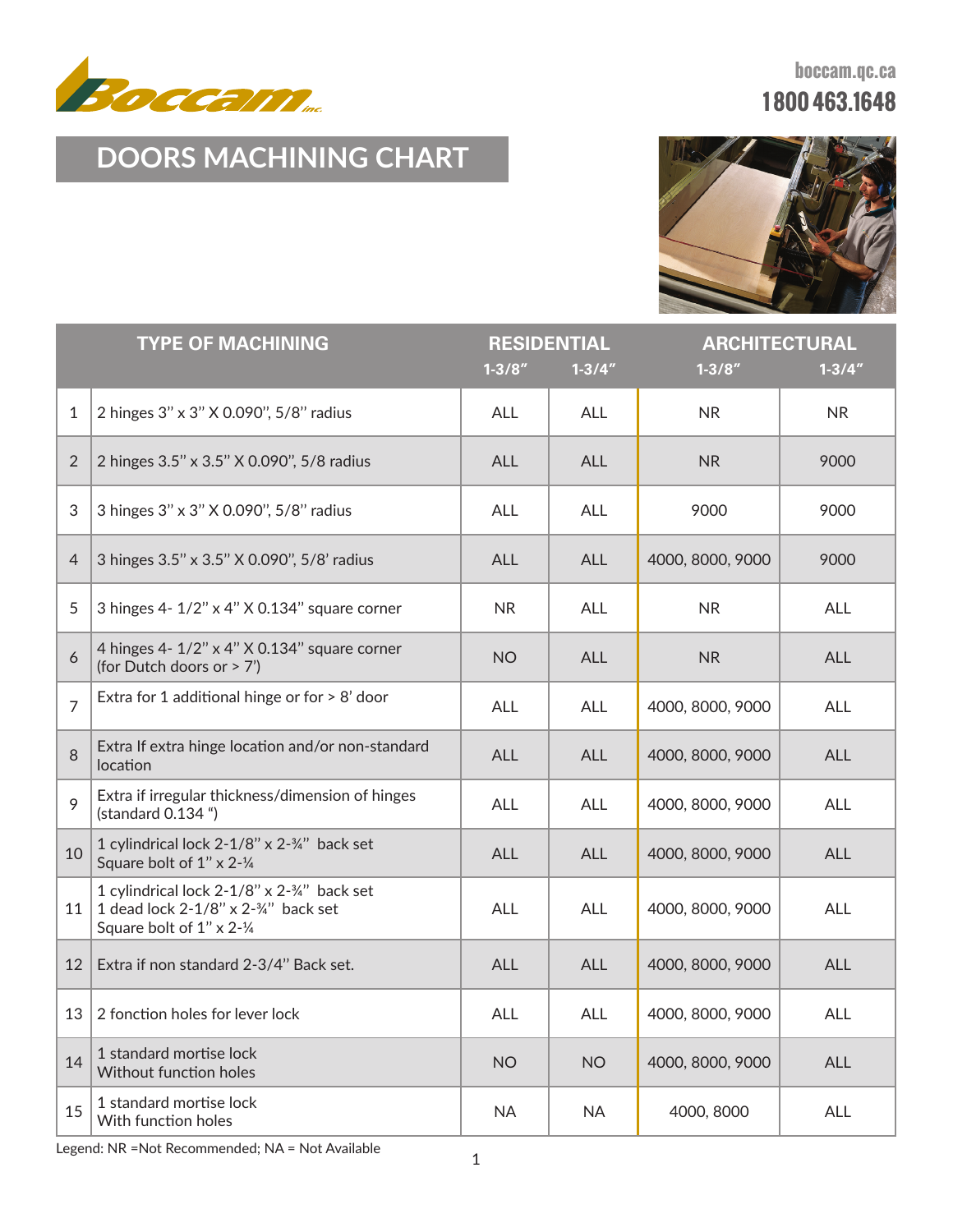boccam.qc.ca
1 800 463.1648

# DOORS MACHINING CHART

| | TYPE OF MACHINING | RESIDENTIAL | | ARCHITECTURAL | |
|---|---|---|---|---|---|
| | | 1-3/8" | 1-3/4" | 1-3/8" | 1-3/4" |
| 1 | 2 hinges 3" x 3" X 0.090", 5/8" radius | ALL | ALL | NR | NR |
| 2 | 2 hinges 3.5" x 3.5" X 0.090", 5/8 radius | ALL | ALL | NR | 9000 |
| 3 | 3 hinges 3" x 3" X 0.090", 5/8" radius | ALL | ALL | 9000 | 9000 |
| 4 | 3 hinges 3.5" x 3.5" X 0.090", 5/8' radius | ALL | ALL | 4000, 8000, 9000 | 9000 |
| 5 | 3 hinges 4- 1/2" x 4" X 0.134" square corner | NR | ALL | NR | ALL |
| 6 | 4 hinges 4- 1/2" x 4" X 0.134" square corner (for Dutch doors or > 7') | NO | ALL | NR | ALL |
| 7 | Extra for 1 additional hinge or for > 8' door | ALL | ALL | 4000, 8000, 9000 | ALL |
| 8 | Extra If extra hinge location and/or non-standard location | ALL | ALL | 4000, 8000, 9000 | ALL |
| 9 | Extra if irregular thickness/dimension of hinges (standard 0.134 ") | ALL | ALL | 4000, 8000, 9000 | ALL |
| 10 | 1 cylindrical lock 2-1/8" x 2-¾" back set<br>Square bolt of 1" x 2-¼ | ALL | ALL | 4000, 8000, 9000 | ALL |
| 11 | 1 cylindrical lock 2-1/8" x 2-¾" back set<br>1 dead lock 2-1/8" x 2-¾" back set<br>Square bolt of 1" x 2-¼ | ALL | ALL | 4000, 8000, 9000 | ALL |
| 12 | Extra if non standard 2-3/4" Back set. | ALL | ALL | 4000, 8000, 9000 | ALL |
| 13 | 2 fonction holes for lever lock | ALL | ALL | 4000, 8000, 9000 | ALL |
| 14 | 1 standard mortise lock<br>Without function holes | NO | NO | 4000, 8000, 9000 | ALL |
| 15 | 1 standard mortise lock<br>With function holes | NA | NA | 4000, 8000 | ALL |

Legend: NR =Not Recommended; NA = Not Available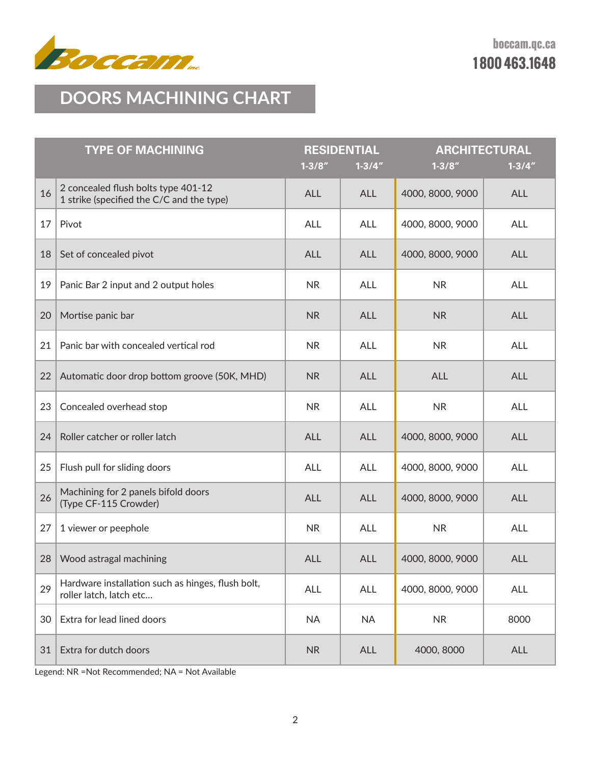Boccam inc.

boccam.qc.ca

1 800 463.1648

# DOORS MACHINING CHART

| | TYPE OF MACHINING | RESIDENTIAL | | ARCHITECTURAL | |
|---|---|---|---|---|---|
| | | 1-3/8" | 1-3/4" | 1-3/8" | 1-3/4" |
| 16 | 2 concealed flush bolts type 401-12<br>1 strike (specified the C/C and the type) | ALL | ALL | 4000, 8000, 9000 | ALL |
| 17 | Pivot | ALL | ALL | 4000, 8000, 9000 | ALL |
| 18 | Set of concealed pivot | ALL | ALL | 4000, 8000, 9000 | ALL |
| 19 | Panic Bar 2 input and 2 output holes | NR | ALL | NR | ALL |
| 20 | Mortise panic bar | NR | ALL | NR | ALL |
| 21 | Panic bar with concealed vertical rod | NR | ALL | NR | ALL |
| 22 | Automatic door drop bottom groove (50K, MHD) | NR | ALL | ALL | ALL |
| 23 | Concealed overhead stop | NR | ALL | NR | ALL |
| 24 | Roller catcher or roller latch | ALL | ALL | 4000, 8000, 9000 | ALL |
| 25 | Flush pull for sliding doors | ALL | ALL | 4000, 8000, 9000 | ALL |
| 26 | Machining for 2 panels bifold doors<br>(Type CF-115 Crowder) | ALL | ALL | 4000, 8000, 9000 | ALL |
| 27 | 1 viewer or peephole | NR | ALL | NR | ALL |
| 28 | Wood astragal machining | ALL | ALL | 4000, 8000, 9000 | ALL |
| 29 | Hardware installation such as hinges, flush bolt, roller latch, latch etc… | ALL | ALL | 4000, 8000, 9000 | ALL |
| 30 | Extra for lead lined doors | NA | NA | NR | 8000 |
| 31 | Extra for dutch doors | NR | ALL | 4000, 8000 | ALL |

Legend: NR =Not Recommended; NA = Not Available